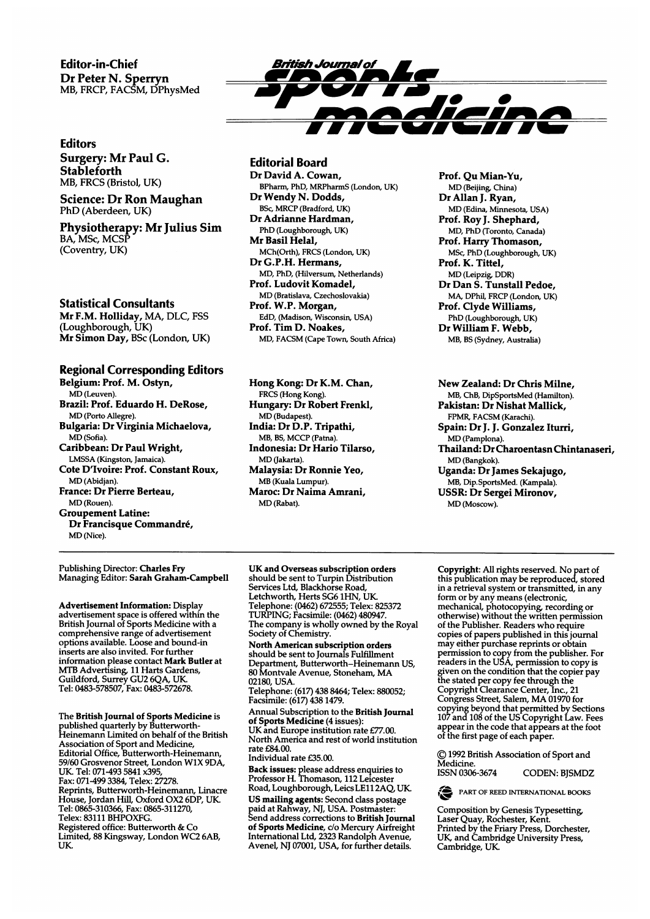**Editor-in-Chief**
**Dr Peter N. Sperryn**
MB, FRCP, FACSM, DPhysMed

# British Journal of Sports Medicine

## Editors

**Surgery: Mr Paul G. Stableforth**
MB, FRCS (Bristol, UK)

**Science: Dr Ron Maughan**
PhD (Aberdeen, UK)

**Physiotherapy: Mr Julius Sim**
BA, MSc, MCSP
(Coventry, UK)

## Statistical Consultants

**Mr F.M. Holliday**, MA, DLC, FSS
(Loughborough, UK)
**Mr Simon Day**, BSc (London, UK)

## Editorial Board

**Dr David A. Cowan,**
BPharm, PhD, MRPharmS (London, UK)
**Dr Wendy N. Dodds,**
BSc, MRCP (Bradford, UK)
**Dr Adrianne Hardman,**
PhD (Loughborough, UK)
**Mr Basil Helal,**
MCh(Orth), FRCS (London, UK)
**Dr G.P.H. Hermans,**
MD, PhD, (Hilversum, Netherlands)
**Prof. Ludovit Komadel,**
MD (Bratislava, Czechoslovakia)
**Prof. W.P. Morgan,**
EdD, (Madison, Wisconsin, USA)
**Prof. Tim D. Noakes,**
MD, FACSM (Cape Town, South Africa)
**Prof. Qu Mian-Yu,**
MD (Beijing, China)
**Dr Allan J. Ryan,**
MD (Edina, Minnesota, USA)
**Prof. Roy J. Shephard,**
MD, PhD (Toronto, Canada)
**Prof. Harry Thomason,**
MSc, PhD (Loughborough, UK)
**Prof. K. Tittel,**
MD (Leipzig, DDR)
**Dr Dan S. Tunstall Pedoe,**
MA, DPhil, FRCP (London, UK)
**Prof. Clyde Williams,**
PhD (Loughborough, UK)
**Dr William F. Webb,**
MB, BS (Sydney, Australia)

## Regional Corresponding Editors

**Belgium: Prof. M. Ostyn,**
MD (Leuven).
**Brazil: Prof. Eduardo H. DeRose,**
MD (Porto Allegre).
**Bulgaria: Dr Virginia Michaelova,**
MD (Sofia).
**Caribbean: Dr Paul Wright,**
LMSSA (Kingston, Jamaica).
**Cote D'Ivoire: Prof. Constant Roux,**
MD (Abidjan).
**France: Dr Pierre Berteau,**
MD (Rouen).
**Groupement Latine:**
**Dr Francisque Commandré,**
MD (Nice).
**Hong Kong: Dr K.M. Chan,**
FRCS (Hong Kong).
**Hungary: Dr Robert Frenkl,**
MD (Budapest).
**India: Dr D.P. Tripathi,**
MB, BS, MCCP (Patna).
**Indonesia: Dr Hario Tilarso,**
MD (Jakarta).
**Malaysia: Dr Ronnie Yeo,**
MB (Kuala Lumpur).
**Maroc: Dr Naima Amrani,**
MD (Rabat).
**New Zealand: Dr Chris Milne,**
MB, ChB, DipSportsMed (Hamilton).
**Pakistan: Dr Nishat Mallick,**
FPMR, FACSM (Karachi).
**Spain: Dr J. J. Gonzalez Iturri,**
MD (Pamplona).
**Thailand: Dr Charoentasn Chintanaseri,**
MD (Bangkok).
**Uganda: Dr James Sekajugo,**
MB, Dip.SportsMed. (Kampala).
**USSR: Dr Sergei Mironov,**
MD (Moscow).

---

Publishing Director: **Charles Fry**
Managing Editor: **Sarah Graham-Campbell**

**Advertisement Information:** Display advertisement space is offered within the British Journal of Sports Medicine with a comprehensive range of advertisement options available. Loose and bound-in inserts are also invited. For further information please contact **Mark Butler** at MTB Advertising, 11 Harts Gardens, Guildford, Surrey GU2 6QA, UK. Tel: 0483-578507, Fax: 0483-572678.

The **British Journal of Sports Medicine** is published quarterly by Butterworth-Heinemann Limited on behalf of the British Association of Sport and Medicine, Editorial Office, Butterworth-Heinemann, 59/60 Grosvenor Street, London W1X 9DA, UK. Tel: 071-493 5841 x395, Fax: 071-499 3384, Telex: 27278.
Reprints, Butterworth-Heinemann, Linacre House, Jordan Hill, Oxford OX2 6DP, UK. Tel: 0865-310366, Fax: 0865-311270, Telex: 83111 BHPOXFG.
Registered office: Butterworth & Co Limited, 88 Kingsway, London WC2 6AB, UK.

**UK and Overseas subscription orders** should be sent to Turpin Distribution Services Ltd, Blackhorse Road, Letchworth, Herts SG6 1HN, UK. Telephone: (0462) 672555; Telex: 825372 TURPING; Facsimile: (0462) 480947. The company is wholly owned by the Royal Society of Chemistry.

**North American subscription orders** should be sent to Journals Fulfillment Department, Butterworth–Heinemann US, 80 Montvale Avenue, Stoneham, MA 02180, USA.
Telephone: (617) 438 8464; Telex: 880052; Facsimile: (617) 438 1479.

Annual Subscription to the **British Journal of Sports Medicine** (4 issues):
UK and Europe institution rate £77.00.
North America and rest of world institution rate £84.00.
Individual rate £35.00.

**Back issues:** please address enquiries to Professor H. Thomason, 112 Leicester Road, Loughborough, Leics LE11 2AQ, UK.

**US mailing agents:** Second class postage paid at Rahway, NJ, USA. Postmaster: Send address corrections to **British Journal of Sports Medicine**, c/o Mercury Airfreight International Ltd, 2323 Randolph Avenue, Avenel, NJ 07001, USA, for further details.

**Copyright:** All rights reserved. No part of this publication may be reproduced, stored in a retrieval system or transmitted, in any form or by any means (electronic, mechanical, photocopying, recording or otherwise) without the written permission of the Publisher. Readers who require copies of papers published in this journal may either purchase reprints or obtain permission to copy from the publisher. For readers in the USA, permission to copy is given on the condition that the copier pay the stated per copy fee through the Copyright Clearance Center, Inc., 21 Congress Street, Salem, MA 01970 for copying beyond that permitted by Sections 107 and 108 of the US Copyright Law. Fees appear in the code that appears at the foot of the first page of each paper.

© 1992 British Association of Sport and Medicine.
ISSN 0306-3674 CODEN: BJSMDZ

PART OF REED INTERNATIONAL BOOKS

Composition by Genesis Typesetting, Laser Quay, Rochester, Kent.
Printed by the Friary Press, Dorchester, UK, and Cambridge University Press, Cambridge, UK.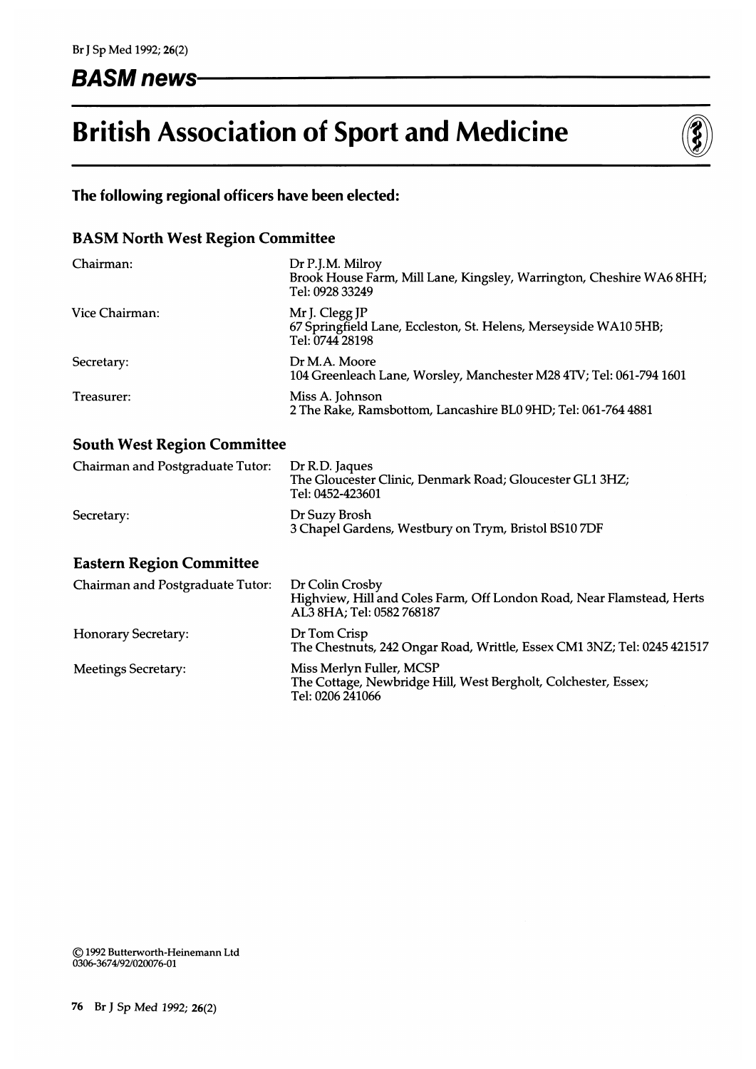## BASM news

# British Association of Sport and Medicine

### The following regional officers have been elected:

### BASM North West Region Committee

| | |
|---|---|
| Chairman: | Dr P.J.M. Milroy<br>Brook House Farm, Mill Lane, Kingsley, Warrington, Cheshire WA6 8HH; Tel: 0928 33249 |
| Vice Chairman: | Mr J. Clegg JP<br>67 Springfield Lane, Eccleston, St. Helens, Merseyside WA10 5HB; Tel: 0744 28198 |
| Secretary: | Dr M.A. Moore<br>104 Greenleach Lane, Worsley, Manchester M28 4TV; Tel: 061-794 1601 |
| Treasurer: | Miss A. Johnson<br>2 The Rake, Ramsbottom, Lancashire BL0 9HD; Tel: 061-764 4881 |

### South West Region Committee

| | |
|---|---|
| Chairman and Postgraduate Tutor: | Dr R.D. Jaques<br>The Gloucester Clinic, Denmark Road; Gloucester GL1 3HZ; Tel: 0452-423601 |
| Secretary: | Dr Suzy Brosh<br>3 Chapel Gardens, Westbury on Trym, Bristol BS10 7DF |

### Eastern Region Committee

| | |
|---|---|
| Chairman and Postgraduate Tutor: | Dr Colin Crosby<br>Highview, Hill and Coles Farm, Off London Road, Near Flamstead, Herts AL3 8HA; Tel: 0582 768187 |
| Honorary Secretary: | Dr Tom Crisp<br>The Chestnuts, 242 Ongar Road, Writtle, Essex CM1 3NZ; Tel: 0245 421517 |
| Meetings Secretary: | Miss Merlyn Fuller, MCSP<br>The Cottage, Newbridge Hill, West Bergholt, Colchester, Essex; Tel: 0206 241066 |

© 1992 Butterworth-Heinemann Ltd
0306-3674/92/020076-01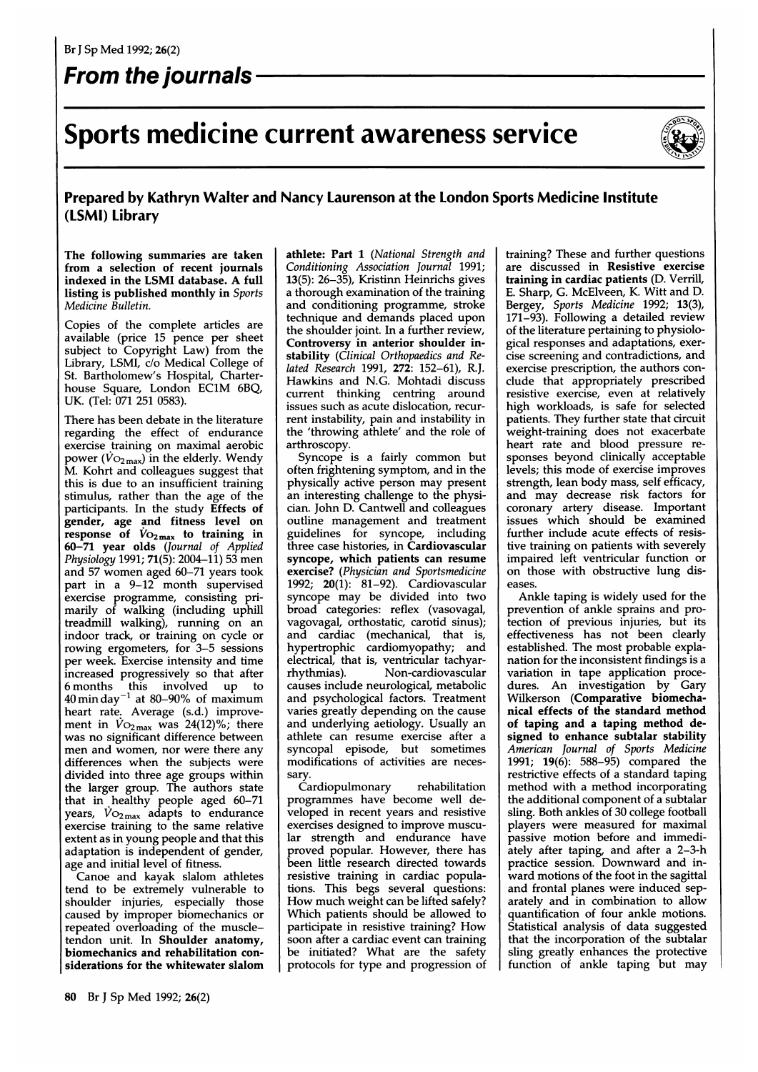## From the journals

# Sports medicine current awareness service

### Prepared by Kathryn Walter and Nancy Laurenson at the London Sports Medicine Institute (LSMI) Library

**The following summaries are taken from a selection of recent journals indexed in the LSMI database. A full listing is published monthly in** ***Sports Medicine Bulletin.***

Copies of the complete articles are available (price 15 pence per sheet subject to Copyright Law) from the Library, LSMI, c/o Medical College of St. Bartholomew's Hospital, Charterhouse Square, London EC1M 6BQ, UK. (Tel: 071 251 0583).

There has been debate in the literature regarding the effect of endurance exercise training on maximal aerobic power ($\dot{V}O_{2\,max}$) in the elderly. Wendy M. Kohrt and colleagues suggest that this is due to an insufficient training stimulus, rather than the age of the participants. In the study **Effects of gender, age and fitness level on response of $\dot{V}O_{2\,max}$ to training in 60–71 year olds** (*Journal of Applied Physiology* 1991; 71(5): 2004–11) 53 men and 57 women aged 60–71 years took part in a 9–12 month supervised exercise programme, consisting primarily of walking (including uphill treadmill walking), running on an indoor track, or training on cycle or rowing ergometers, for 3–5 sessions per week. Exercise intensity and time increased progressively so that after 6 months this involved up to 40 min day$^{-1}$ at 80–90% of maximum heart rate. Average (s.d.) improvement in $\dot{V}O_{2\,max}$ was 24(12)%; there was no significant difference between men and women, nor were there any differences when the subjects were divided into three age groups within the larger group. The authors state that in healthy people aged 60–71 years, $\dot{V}O_{2\,max}$ adapts to endurance exercise training to the same relative extent as in young people and that this adaptation is independent of gender, age and initial level of fitness.

Canoe and kayak slalom athletes tend to be extremely vulnerable to shoulder injuries, especially those caused by improper biomechanics or repeated overloading of the muscle–tendon unit. In **Shoulder anatomy, biomechanics and rehabilitation considerations for the whitewater slalom athlete: Part 1** (*National Strength and Conditioning Association Journal* 1991; 13(5): 26–35), Kristinn Heinrichs gives a thorough examination of the training and conditioning programme, stroke technique and demands placed upon the shoulder joint. In a further review, **Controversy in anterior shoulder instability** (*Clinical Orthopaedics and Related Research* 1991, 272: 152–61), R.J. Hawkins and N.G. Mohtadi discuss current thinking centring around issues such as acute dislocation, recurrent instability, pain and instability in the 'throwing athlete' and the role of arthroscopy.

Syncope is a fairly common but often frightening symptom, and in the physically active person may present an interesting challenge to the physician. John D. Cantwell and colleagues outline management and treatment guidelines for syncope, including three case histories, in **Cardiovascular syncope, which patients can resume exercise?** (*Physician and Sportsmedicine* 1992; 20(1): 81–92). Cardiovascular syncope may be divided into two broad categories: reflex (vasovagal, vagovagal, orthostatic, carotid sinus); and cardiac (mechanical, that is, hypertrophic cardiomyopathy; and electrical, that is, ventricular tachyarrhythmias). Non-cardiovascular causes include neurological, metabolic and psychological factors. Treatment varies greatly depending on the cause and underlying aetiology. Usually an athlete can resume exercise after a syncopal episode, but sometimes modifications of activities are necessary.

Cardiopulmonary rehabilitation programmes have become well developed in recent years and resistive exercises designed to improve muscular strength and endurance have proved popular. However, there has been little research directed towards resistive training in cardiac populations. This begs several questions: How much weight can be lifted safely? Which patients should be allowed to participate in resistive training? How soon after a cardiac event can training be initiated? What are the safety protocols for type and progression of training? These and further questions are discussed in **Resistive exercise training in cardiac patients** (D. Verrill, E. Sharp, G. McElveen, K. Witt and D. Bergey, *Sports Medicine* 1992; 13(3), 171–93). Following a detailed review of the literature pertaining to physiological responses and adaptations, exercise screening and contradictions, and exercise prescription, the authors conclude that appropriately prescribed resistive exercise, even at relatively high workloads, is safe for selected patients. They further state that circuit weight-training does not exacerbate heart rate and blood pressure responses beyond clinically acceptable levels; this mode of exercise improves strength, lean body mass, self efficacy, and may decrease risk factors for coronary artery disease. Important issues which should be examined further include acute effects of resistive training on patients with severely impaired left ventricular function or on those with obstructive lung diseases.

Ankle taping is widely used for the prevention of ankle sprains and protection of previous injuries, but its effectiveness has not been clearly established. The most probable explanation for the inconsistent findings is a variation in tape application procedures. An investigation by Gary Wilkerson (**Comparative biomechanical effects of the standard method of taping and a taping method designed to enhance subtalar stability** *American Journal of Sports Medicine* 1991; 19(6): 588–95) compared the restrictive effects of a standard taping method with a method incorporating the additional component of a subtalar sling. Both ankles of 30 college football players were measured for maximal passive motion before and immediately after taping, and after a 2–3-h practice session. Downward and inward motions of the foot in the sagittal and frontal planes were induced separately and in combination to allow quantification of four ankle motions. Statistical analysis of data suggested that the incorporation of the subtalar sling greatly enhances the protective function of ankle taping but may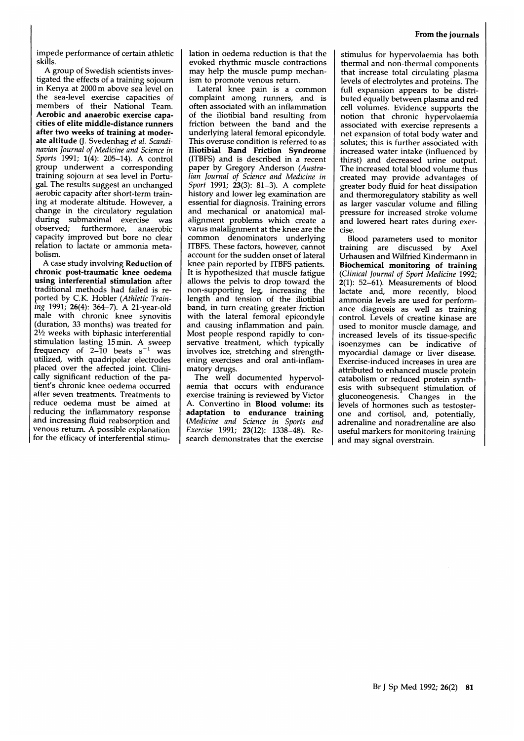impede performance of certain athletic skills.

A group of Swedish scientists investigated the effects of a training sojourn in Kenya at 2000 m above sea level on the sea-level exercise capacities of members of their National Team. **Aerobic and anaerobic exercise capacities of elite middle-distance runners after two weeks of training at moderate altitude** (J. Svedenhag *et al. Scandinavian Journal of Medicine and Science in Sports* 1991; **1**(4): 205–14). A control group underwent a corresponding training sojourn at sea level in Portugal. The results suggest an unchanged aerobic capacity after short-term training at moderate altitude. However, a change in the circulatory regulation during submaximal exercise was observed; furthermore, anaerobic capacity improved but bore no clear relation to lactate or ammonia metabolism.

A case study involving **Reduction of chronic post-traumatic knee oedema using interferential stimulation** after traditional methods had failed is reported by C.K. Hobler (*Athletic Training* 1991; **26**(4): 364–7). A 21-year-old male with chronic knee synovitis (duration, 33 months) was treated for 2½ weeks with biphasic interferential stimulation lasting 15 min. A sweep frequency of 2–10 beats $s^{-1}$ was utilized, with quadripolar electrodes placed over the affected joint. Clinically significant reduction of the patient's chronic knee oedema occurred after seven treatments. Treatments to reduce oedema must be aimed at reducing the inflammatory response and increasing fluid reabsorption and venous return. A possible explanation for the efficacy of interferential stimulation in oedema reduction is that the evoked rhythmic muscle contractions may help the muscle pump mechanism to promote venous return.

Lateral knee pain is a common complaint among runners, and is often associated with an inflammation of the iliotibial band resulting from friction between the band and the underlying lateral femoral epicondyle. This overuse condition is referred to as **Iliotibial Band Friction Syndrome** (ITBFS) and is described in a recent paper by Gregory Anderson (*Australian Journal of Science and Medicine in Sport* 1991; **23**(3): 81–3). A complete history and lower leg examination are essential for diagnosis. Training errors and mechanical or anatomical malalignment problems which create a varus malalignment at the knee are the common denominators underlying ITBFS. These factors, however, cannot account for the sudden onset of lateral knee pain reported by ITBFS patients. It is hypothesized that muscle fatigue allows the pelvis to drop toward the non-supporting leg, increasing the length and tension of the iliotibial band, in turn creating greater friction with the lateral femoral epicondyle and causing inflammation and pain. Most people respond rapidly to conservative treatment, which typically involves ice, stretching and strengthening exercises and oral anti-inflammatory drugs.

The well documented hypervolaemia that occurs with endurance exercise training is reviewed by Victor A. Convertino in **Blood volume: its adaptation to endurance training** (*Medicine and Science in Sports and Exercise* 1991; **23**(12): 1338–48). Research demonstrates that the exercise stimulus for hypervolaemia has both thermal and non-thermal components that increase total circulating plasma levels of electrolytes and proteins. The full expansion appears to be distributed equally between plasma and red cell volumes. Evidence supports the notion that chronic hypervolaemia associated with exercise represents a net expansion of total body water and solutes; this is further associated with increased water intake (influenced by thirst) and decreased urine output. The increased total blood volume thus created may provide advantages of greater body fluid for heat dissipation and thermoregulatory stability as well as larger vascular volume and filling pressure for increased stroke volume and lowered heart rates during exercise.

Blood parameters used to monitor training are discussed by Axel Urhausen and Wilfried Kindermann in **Biochemical monitoring of training** (*Clinical Journal of Sport Medicine* 1992; **2**(1): 52–61). Measurements of blood lactate and, more recently, blood ammonia levels are used for performance diagnosis as well as training control. Levels of creatine kinase are used to monitor muscle damage, and increased levels of its tissue-specific isoenzymes can be indicative of myocardial damage or liver disease. Exercise-induced increases in urea are attributed to enhanced muscle protein catabolism or reduced protein synthesis with subsequent stimulation of gluconeogenesis. Changes in the levels of hormones such as testosterone and cortisol, and, potentially, adrenaline and noradrenaline are also useful markers for monitoring training and may signal overstrain.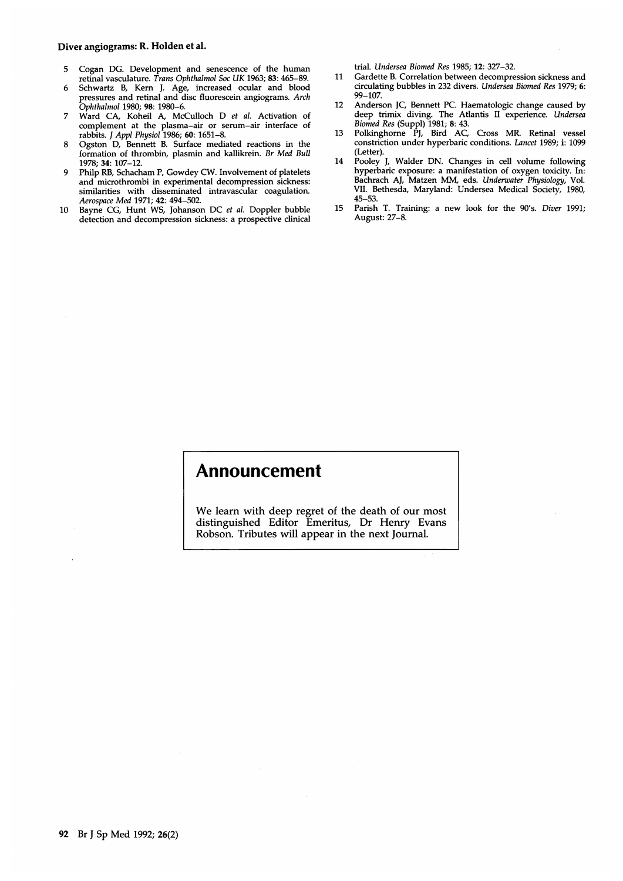5. Cogan DG. Development and senescence of the human retinal vasculature. *Trans Ophthalmol Soc UK* 1963; **83**: 465–89.
6. Schwartz B, Kern J. Age, increased ocular and blood pressures and retinal and disc fluorescein angiograms. *Arch Ophthalmol* 1980; **98**: 1980–6.
7. Ward CA, Koheil A, McCulloch D *et al.* Activation of complement at the plasma–air or serum–air interface of rabbits. *J Appl Physiol* 1986; **60**: 1651–8.
8. Ogston D, Bennett B. Surface mediated reactions in the formation of thrombin, plasmin and kallikrein. *Br Med Bull* 1978; **34**: 107–12.
9. Philp RB, Schacham P, Gowdey CW. Involvement of platelets and microthrombi in experimental decompression sickness: similarities with disseminated intravascular coagulation. *Aerospace Med* 1971; **42**: 494–502.
10. Bayne CG, Hunt WS, Johanson DC *et al.* Doppler bubble detection and decompression sickness: a prospective clinical trial. *Undersea Biomed Res* 1985; **12**: 327–32.
11. Gardette B. Correlation between decompression sickness and circulating bubbles in 232 divers. *Undersea Biomed Res* 1979; **6**: 99–107.
12. Anderson JC, Bennett PC. Haematologic change caused by deep trimix diving. The Atlantis II experience. *Undersea Biomed Res* (Suppl) 1981; **8**: 43.
13. Polkinghorne PJ, Bird AC, Cross MR. Retinal vessel constriction under hyperbaric conditions. *Lancet* 1989; **i**: 1099 (Letter).
14. Pooley J, Walder DN. Changes in cell volume following hyperbaric exposure: a manifestation of oxygen toxicity. In: Bachrach AJ, Matzen MM, eds. *Underwater Physiology*, Vol. VII. Bethesda, Maryland: Undersea Medical Society, 1980, 45–53.
15. Parish T. Training: a new look for the 90's. *Diver* 1991; August: 27–8.

## Announcement

We learn with deep regret of the death of our most distinguished Editor Emeritus, Dr Henry Evans Robson. Tributes will appear in the next Journal.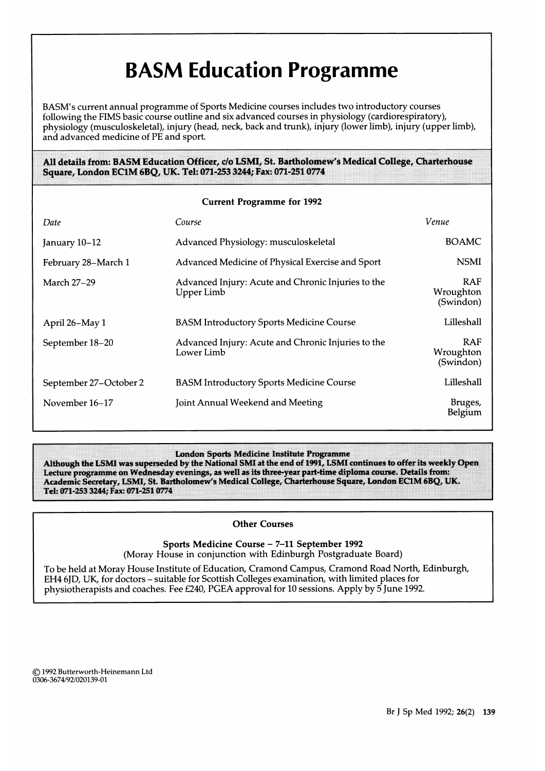# BASM Education Programme

BASM's current annual programme of Sports Medicine courses includes two introductory courses following the FIMS basic course outline and six advanced courses in physiology (cardiorespiratory), physiology (musculoskeletal), injury (head, neck, back and trunk), injury (lower limb), injury (upper limb), and advanced medicine of PE and sport.

**All details from: BASM Education Officer, c/o LSMI, St. Bartholomew's Medical College, Charterhouse Square, London EC1M 6BQ, UK. Tel: 071-253 3244; Fax: 071-251 0774**

**Current Programme for 1992**

| *Date* | *Course* | *Venue* |
|---|---|---|
| January 10–12 | Advanced Physiology: musculoskeletal | BOAMC |
| February 28–March 1 | Advanced Medicine of Physical Exercise and Sport | NSMI |
| March 27–29 | Advanced Injury: Acute and Chronic Injuries to the Upper Limb | RAF Wroughton (Swindon) |
| April 26–May 1 | BASM Introductory Sports Medicine Course | Lilleshall |
| September 18–20 | Advanced Injury: Acute and Chronic Injuries to the Lower Limb | RAF Wroughton (Swindon) |
| September 27–October 2 | BASM Introductory Sports Medicine Course | Lilleshall |
| November 16–17 | Joint Annual Weekend and Meeting | Bruges, Belgium |

**London Sports Medicine Institute Programme**

**Although the LSMI was superseded by the National SMI at the end of 1991, LSMI continues to offer its weekly Open Lecture programme on Wednesday evenings, as well as its three-year part-time diploma course. Details from: Academic Secretary, LSMI, St. Bartholomew's Medical College, Charterhouse Square, London EC1M 6BQ, UK. Tel: 071-253 3244; Fax: 071-251 0774**

**Other Courses**

**Sports Medicine Course – 7–11 September 1992**
(Moray House in conjunction with Edinburgh Postgraduate Board)

To be held at Moray House Institute of Education, Cramond Campus, Cramond Road North, Edinburgh, EH4 6JD, UK, for doctors – suitable for Scottish Colleges examination, with limited places for physiotherapists and coaches. Fee £240, PGEA approval for 10 sessions. Apply by 5 June 1992.

© 1992 Butterworth-Heinemann Ltd
0306-3674/92/020139-01